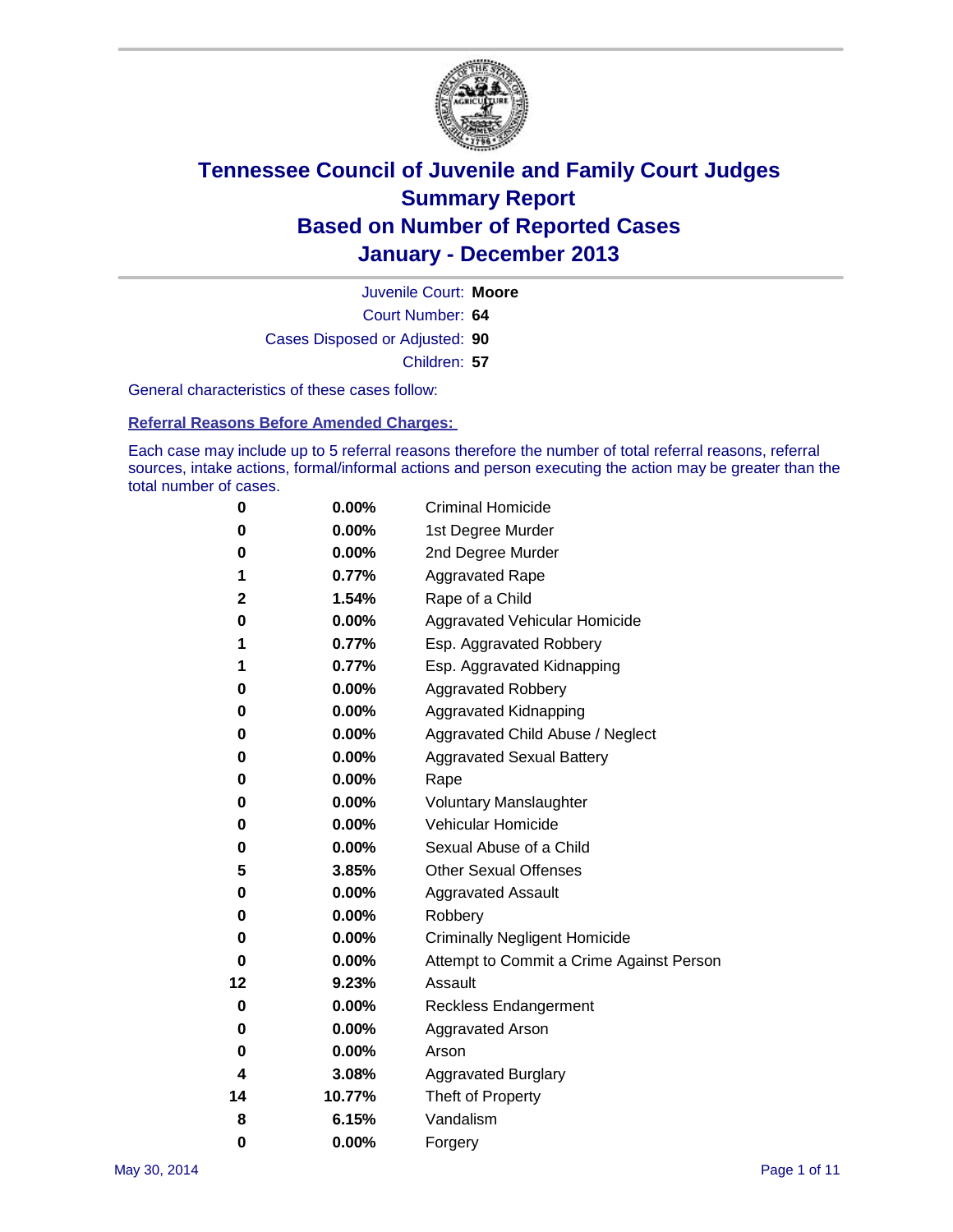# Tennessee Council of Juvenile and Family Court Judges
## Summary Report
## Based on Number of Reported Cases
## January - December 2013

Juvenile Court: **Moore**

Court Number: **64**

Cases Disposed or Adjusted: **90**

Children: **57**

General characteristics of these cases follow:

### Referral Reasons Before Amended Charges:

Each case may include up to 5 referral reasons therefore the number of total referral reasons, referral sources, intake actions, formal/informal actions and person executing the action may be greater than the total number of cases.

| Count | Percent | Referral Reason |
|---|---|---|
| 0 | 0.00% | Criminal Homicide |
| 0 | 0.00% | 1st Degree Murder |
| 0 | 0.00% | 2nd Degree Murder |
| 1 | 0.77% | Aggravated Rape |
| 2 | 1.54% | Rape of a Child |
| 0 | 0.00% | Aggravated Vehicular Homicide |
| 1 | 0.77% | Esp. Aggravated Robbery |
| 1 | 0.77% | Esp. Aggravated Kidnapping |
| 0 | 0.00% | Aggravated Robbery |
| 0 | 0.00% | Aggravated Kidnapping |
| 0 | 0.00% | Aggravated Child Abuse / Neglect |
| 0 | 0.00% | Aggravated Sexual Battery |
| 0 | 0.00% | Rape |
| 0 | 0.00% | Voluntary Manslaughter |
| 0 | 0.00% | Vehicular Homicide |
| 0 | 0.00% | Sexual Abuse of a Child |
| 5 | 3.85% | Other Sexual Offenses |
| 0 | 0.00% | Aggravated Assault |
| 0 | 0.00% | Robbery |
| 0 | 0.00% | Criminally Negligent Homicide |
| 0 | 0.00% | Attempt to Commit a Crime Against Person |
| 12 | 9.23% | Assault |
| 0 | 0.00% | Reckless Endangerment |
| 0 | 0.00% | Aggravated Arson |
| 0 | 0.00% | Arson |
| 4 | 3.08% | Aggravated Burglary |
| 14 | 10.77% | Theft of Property |
| 8 | 6.15% | Vandalism |
| 0 | 0.00% | Forgery |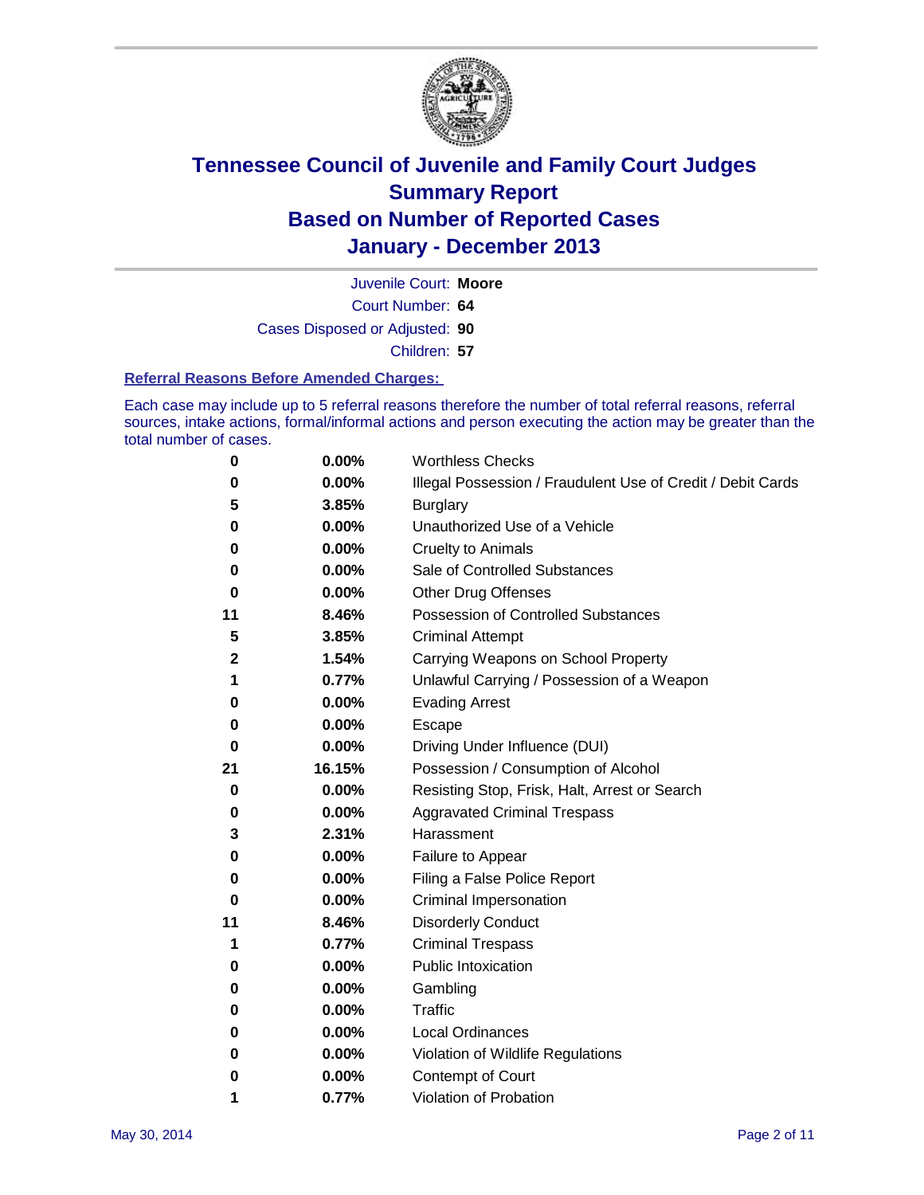# Tennessee Council of Juvenile and Family Court Judges
## Summary Report
## Based on Number of Reported Cases
## January - December 2013

Juvenile Court: **Moore**

Court Number: **64**

Cases Disposed or Adjusted: **90**

Children: **57**

### Referral Reasons Before Amended Charges:

Each case may include up to 5 referral reasons therefore the number of total referral reasons, referral sources, intake actions, formal/informal actions and person executing the action may be greater than the total number of cases.

| Count | Percent | Referral Reason |
|---|---|---|
| 0 | 0.00% | Worthless Checks |
| 0 | 0.00% | Illegal Possession / Fraudulent Use of Credit / Debit Cards |
| 5 | 3.85% | Burglary |
| 0 | 0.00% | Unauthorized Use of a Vehicle |
| 0 | 0.00% | Cruelty to Animals |
| 0 | 0.00% | Sale of Controlled Substances |
| 0 | 0.00% | Other Drug Offenses |
| 11 | 8.46% | Possession of Controlled Substances |
| 5 | 3.85% | Criminal Attempt |
| 2 | 1.54% | Carrying Weapons on School Property |
| 1 | 0.77% | Unlawful Carrying / Possession of a Weapon |
| 0 | 0.00% | Evading Arrest |
| 0 | 0.00% | Escape |
| 0 | 0.00% | Driving Under Influence (DUI) |
| 21 | 16.15% | Possession / Consumption of Alcohol |
| 0 | 0.00% | Resisting Stop, Frisk, Halt, Arrest or Search |
| 0 | 0.00% | Aggravated Criminal Trespass |
| 3 | 2.31% | Harassment |
| 0 | 0.00% | Failure to Appear |
| 0 | 0.00% | Filing a False Police Report |
| 0 | 0.00% | Criminal Impersonation |
| 11 | 8.46% | Disorderly Conduct |
| 1 | 0.77% | Criminal Trespass |
| 0 | 0.00% | Public Intoxication |
| 0 | 0.00% | Gambling |
| 0 | 0.00% | Traffic |
| 0 | 0.00% | Local Ordinances |
| 0 | 0.00% | Violation of Wildlife Regulations |
| 0 | 0.00% | Contempt of Court |
| 1 | 0.77% | Violation of Probation |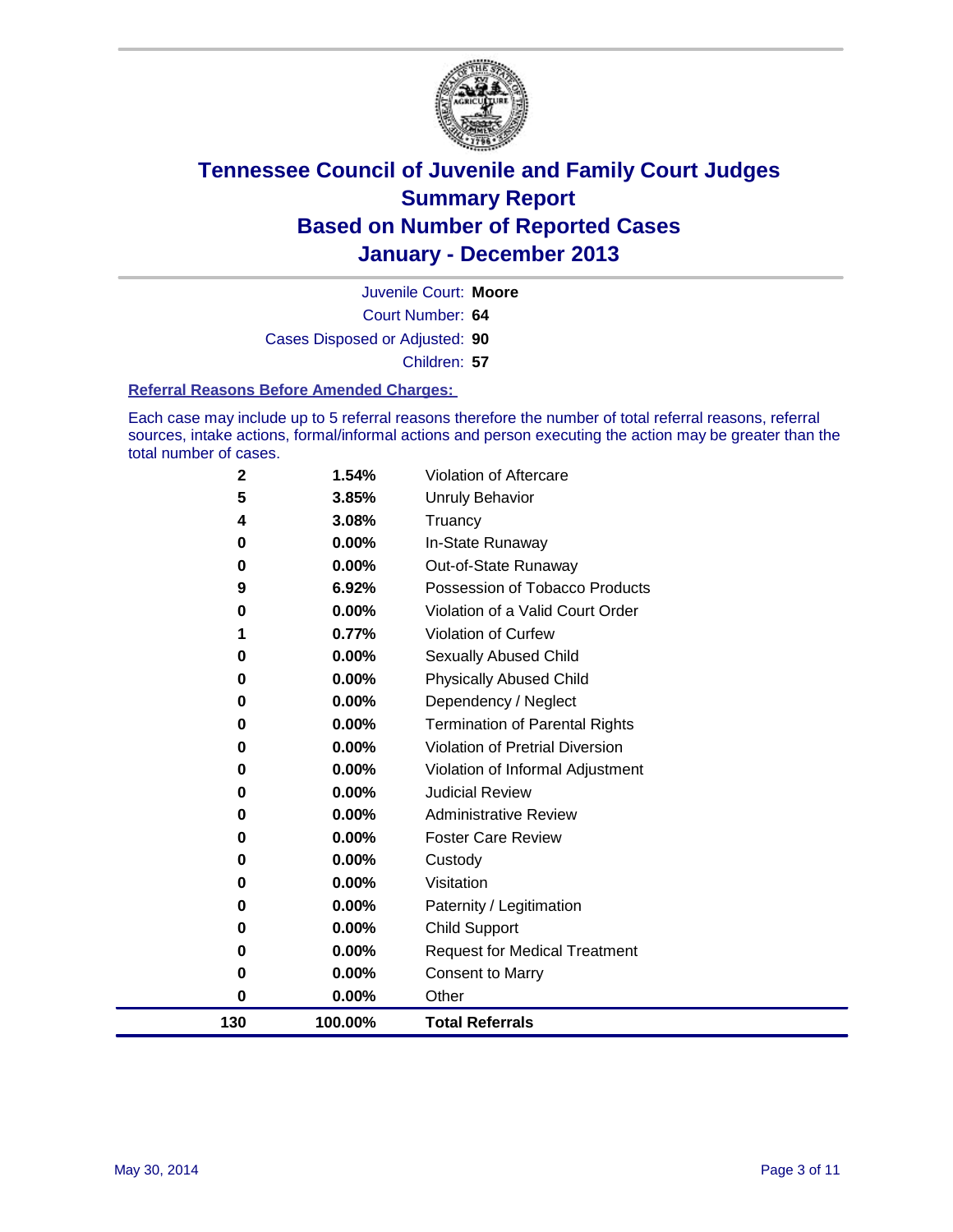# Tennessee Council of Juvenile and Family Court Judges
# Summary Report
# Based on Number of Reported Cases
# January - December 2013

Juvenile Court: **Moore**

Court Number: **64**

Cases Disposed or Adjusted: **90**

Children: **57**

**Referral Reasons Before Amended Charges:**

Each case may include up to 5 referral reasons therefore the number of total referral reasons, referral sources, intake actions, formal/informal actions and person executing the action may be greater than the total number of cases.

| Count | Percent | Referral Reason |
|---|---|---|
| 2 | 1.54% | Violation of Aftercare |
| 5 | 3.85% | Unruly Behavior |
| 4 | 3.08% | Truancy |
| 0 | 0.00% | In-State Runaway |
| 0 | 0.00% | Out-of-State Runaway |
| 9 | 6.92% | Possession of Tobacco Products |
| 0 | 0.00% | Violation of a Valid Court Order |
| 1 | 0.77% | Violation of Curfew |
| 0 | 0.00% | Sexually Abused Child |
| 0 | 0.00% | Physically Abused Child |
| 0 | 0.00% | Dependency / Neglect |
| 0 | 0.00% | Termination of Parental Rights |
| 0 | 0.00% | Violation of Pretrial Diversion |
| 0 | 0.00% | Violation of Informal Adjustment |
| 0 | 0.00% | Judicial Review |
| 0 | 0.00% | Administrative Review |
| 0 | 0.00% | Foster Care Review |
| 0 | 0.00% | Custody |
| 0 | 0.00% | Visitation |
| 0 | 0.00% | Paternity / Legitimation |
| 0 | 0.00% | Child Support |
| 0 | 0.00% | Request for Medical Treatment |
| 0 | 0.00% | Consent to Marry |
| 0 | 0.00% | Other |
| **130** | **100.00%** | **Total Referrals** |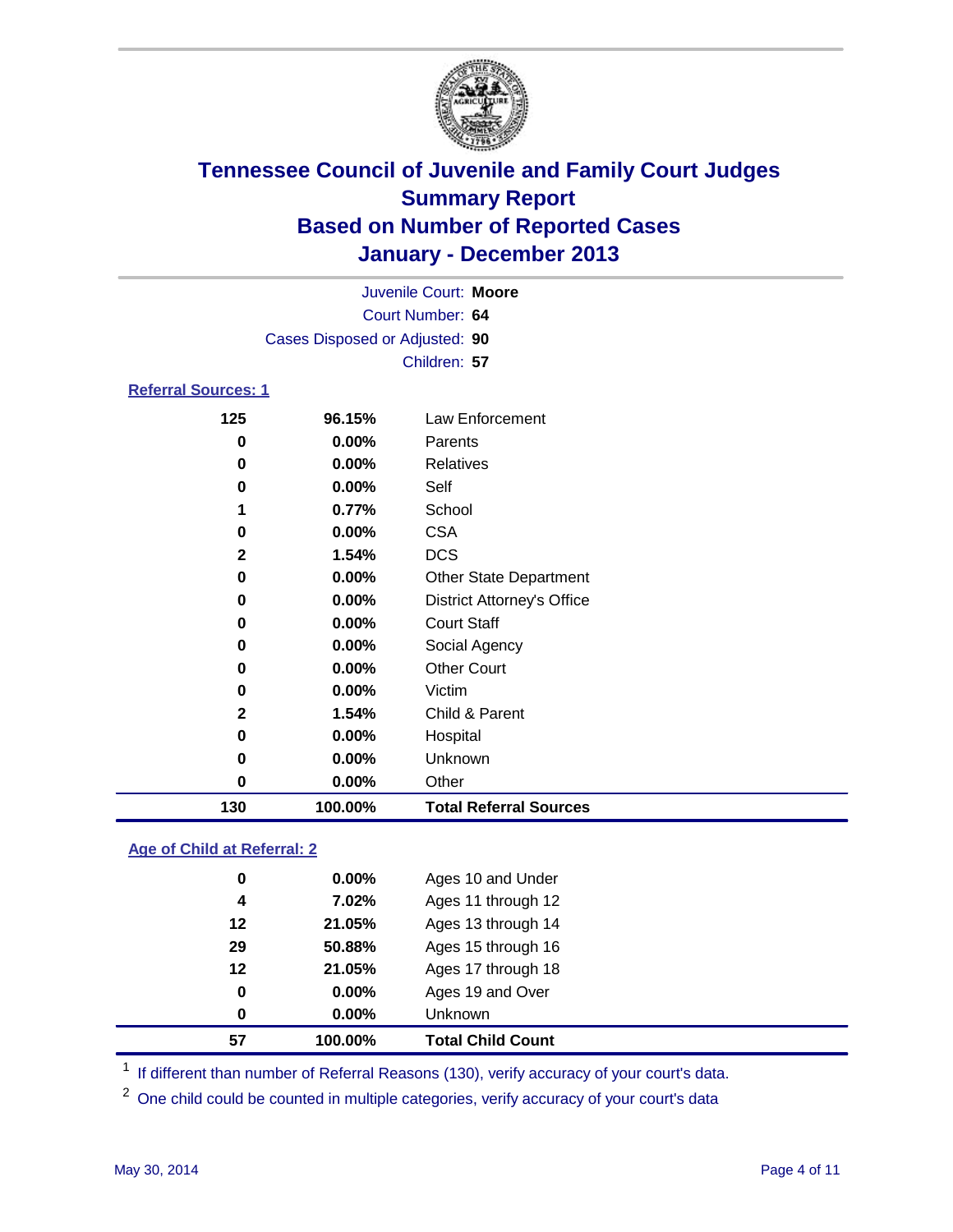# Tennessee Council of Juvenile and Family Court Judges
## Summary Report
## Based on Number of Reported Cases
## January - December 2013

Juvenile Court: **Moore**

Court Number: **64**

Cases Disposed or Adjusted: **90**

Children: **57**

### Referral Sources: 1

| | | |
|---|---|---|
| 125 | 96.15% | Law Enforcement |
| 0 | 0.00% | Parents |
| 0 | 0.00% | Relatives |
| 0 | 0.00% | Self |
| 1 | 0.77% | School |
| 0 | 0.00% | CSA |
| 2 | 1.54% | DCS |
| 0 | 0.00% | Other State Department |
| 0 | 0.00% | District Attorney's Office |
| 0 | 0.00% | Court Staff |
| 0 | 0.00% | Social Agency |
| 0 | 0.00% | Other Court |
| 0 | 0.00% | Victim |
| 2 | 1.54% | Child & Parent |
| 0 | 0.00% | Hospital |
| 0 | 0.00% | Unknown |
| 0 | 0.00% | Other |
| **130** | **100.00%** | **Total Referral Sources** |

### Age of Child at Referral: 2

| | | |
|---|---|---|
| 0 | 0.00% | Ages 10 and Under |
| 4 | 7.02% | Ages 11 through 12 |
| 12 | 21.05% | Ages 13 through 14 |
| 29 | 50.88% | Ages 15 through 16 |
| 12 | 21.05% | Ages 17 through 18 |
| 0 | 0.00% | Ages 19 and Over |
| 0 | 0.00% | Unknown |
| **57** | **100.00%** | **Total Child Count** |

[1] If different than number of Referral Reasons (130), verify accuracy of your court's data.

[2] One child could be counted in multiple categories, verify accuracy of your court's data

May 30, 2014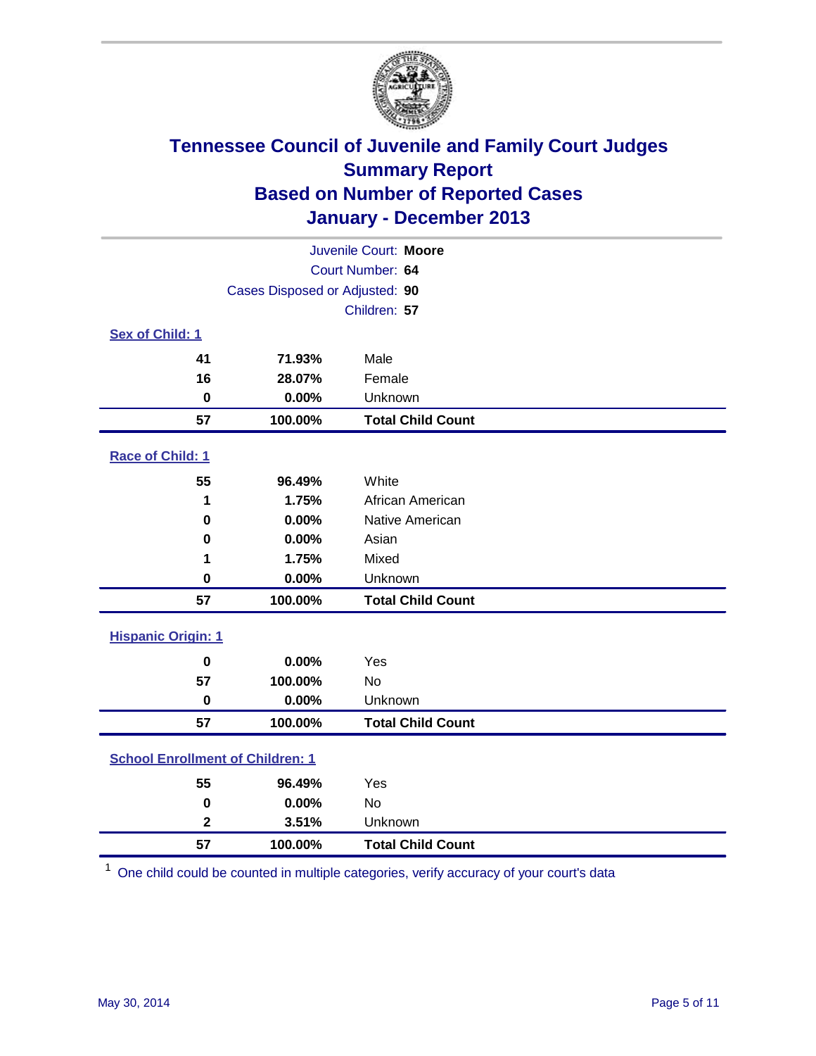# Tennessee Council of Juvenile and Family Court Judges
## Summary Report
## Based on Number of Reported Cases
## January - December 2013

Juvenile Court: **Moore**
Court Number: **64**
Cases Disposed or Adjusted: **90**
Children: **57**

### Sex of Child: 1

| Count | Percent | Category |
|---|---|---|
| 41 | 71.93% | Male |
| 16 | 28.07% | Female |
| 0 | 0.00% | Unknown |
| **57** | **100.00%** | **Total Child Count** |

### Race of Child: 1

| Count | Percent | Category |
|---|---|---|
| 55 | 96.49% | White |
| 1 | 1.75% | African American |
| 0 | 0.00% | Native American |
| 0 | 0.00% | Asian |
| 1 | 1.75% | Mixed |
| 0 | 0.00% | Unknown |
| **57** | **100.00%** | **Total Child Count** |

### Hispanic Origin: 1

| Count | Percent | Category |
|---|---|---|
| 0 | 0.00% | Yes |
| 57 | 100.00% | No |
| 0 | 0.00% | Unknown |
| **57** | **100.00%** | **Total Child Count** |

### School Enrollment of Children: 1

| Count | Percent | Category |
|---|---|---|
| 55 | 96.49% | Yes |
| 0 | 0.00% | No |
| 2 | 3.51% | Unknown |
| **57** | **100.00%** | **Total Child Count** |

[1] One child could be counted in multiple categories, verify accuracy of your court's data

May 30, 2014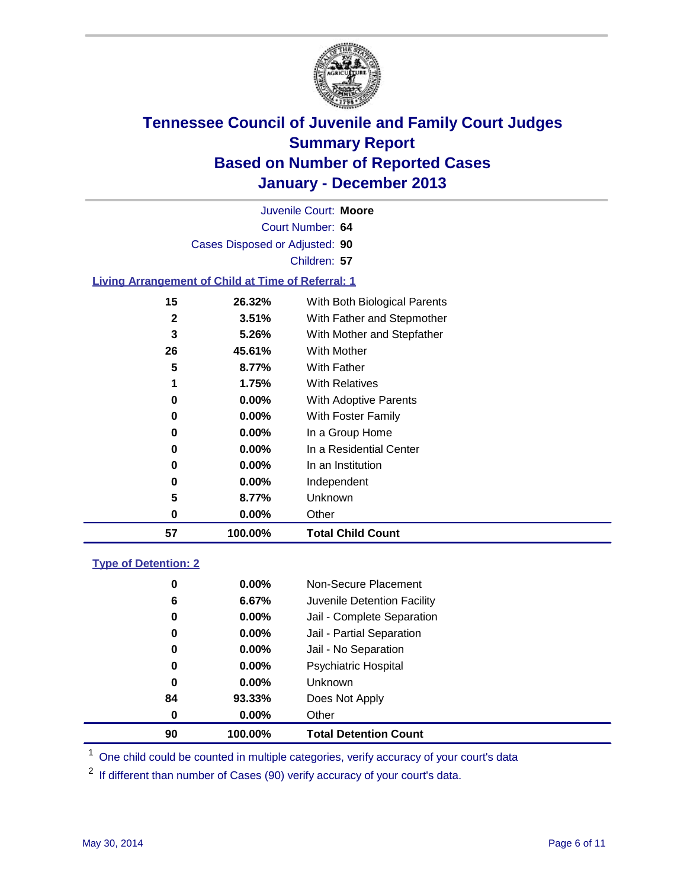# Tennessee Council of Juvenile and Family Court Judges
## Summary Report
## Based on Number of Reported Cases
## January - December 2013

Juvenile Court: **Moore**
Court Number: **64**
Cases Disposed or Adjusted: **90**
Children: **57**

### Living Arrangement of Child at Time of Referral: 1

| Count | Percent | Category |
|---|---|---|
| 15 | 26.32% | With Both Biological Parents |
| 2 | 3.51% | With Father and Stepmother |
| 3 | 5.26% | With Mother and Stepfather |
| 26 | 45.61% | With Mother |
| 5 | 8.77% | With Father |
| 1 | 1.75% | With Relatives |
| 0 | 0.00% | With Adoptive Parents |
| 0 | 0.00% | With Foster Family |
| 0 | 0.00% | In a Group Home |
| 0 | 0.00% | In a Residential Center |
| 0 | 0.00% | In an Institution |
| 0 | 0.00% | Independent |
| 5 | 8.77% | Unknown |
| 0 | 0.00% | Other |
| **57** | **100.00%** | **Total Child Count** |

### Type of Detention: 2

| Count | Percent | Category |
|---|---|---|
| 0 | 0.00% | Non-Secure Placement |
| 6 | 6.67% | Juvenile Detention Facility |
| 0 | 0.00% | Jail - Complete Separation |
| 0 | 0.00% | Jail - Partial Separation |
| 0 | 0.00% | Jail - No Separation |
| 0 | 0.00% | Psychiatric Hospital |
| 0 | 0.00% | Unknown |
| 84 | 93.33% | Does Not Apply |
| 0 | 0.00% | Other |
| **90** | **100.00%** | **Total Detention Count** |

[1] One child could be counted in multiple categories, verify accuracy of your court's data

[2] If different than number of Cases (90) verify accuracy of your court's data.

May 30, 2014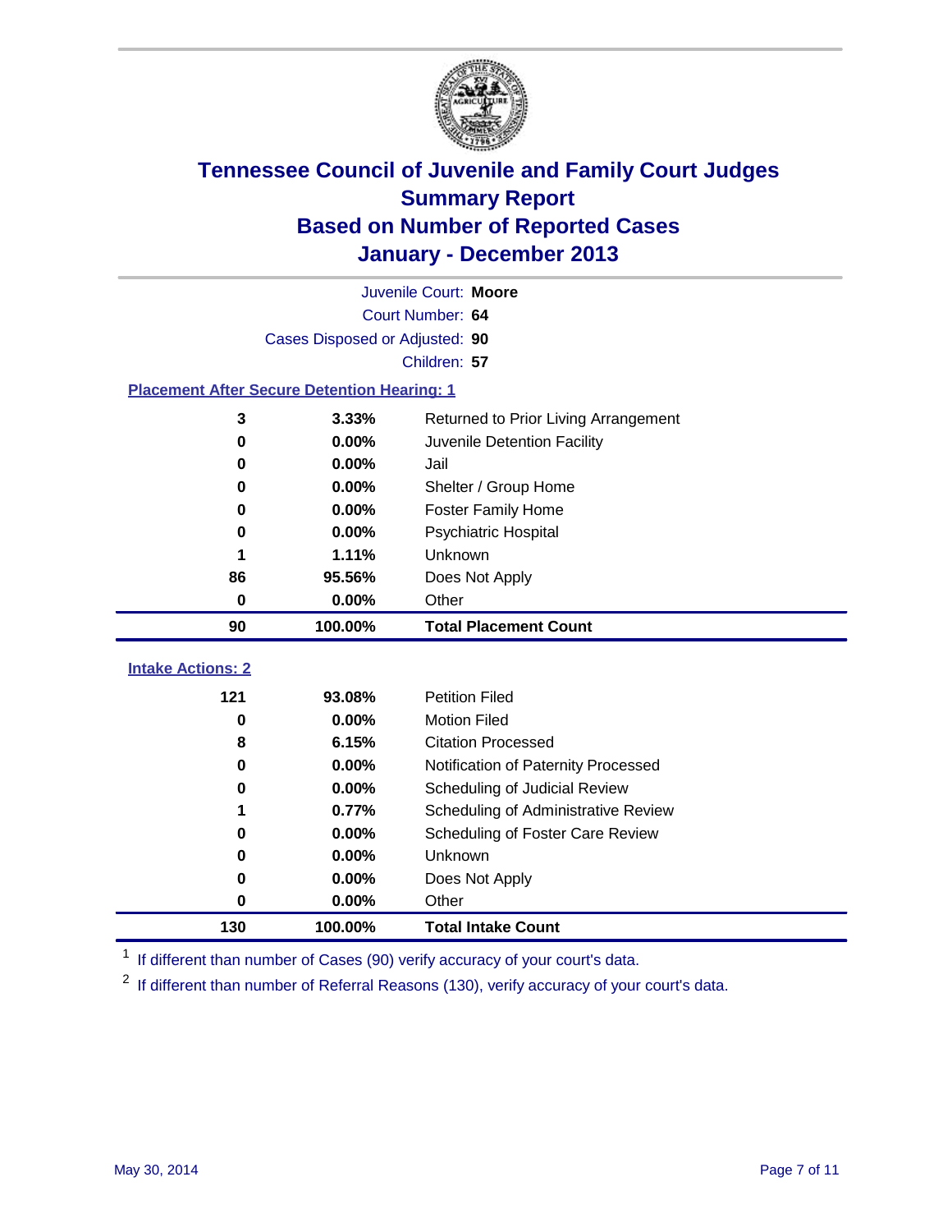# Tennessee Council of Juvenile and Family Court Judges
## Summary Report
## Based on Number of Reported Cases
## January - December 2013

Juvenile Court: **Moore**

Court Number: **64**

Cases Disposed or Adjusted: **90**

Children: **57**

### Placement After Secure Detention Hearing: 1

| | | |
|---|---|---|
| 3 | 3.33% | Returned to Prior Living Arrangement |
| 0 | 0.00% | Juvenile Detention Facility |
| 0 | 0.00% | Jail |
| 0 | 0.00% | Shelter / Group Home |
| 0 | 0.00% | Foster Family Home |
| 0 | 0.00% | Psychiatric Hospital |
| 1 | 1.11% | Unknown |
| 86 | 95.56% | Does Not Apply |
| 0 | 0.00% | Other |
| **90** | **100.00%** | **Total Placement Count** |

### Intake Actions: 2

| | | |
|---|---|---|
| 121 | 93.08% | Petition Filed |
| 0 | 0.00% | Motion Filed |
| 8 | 6.15% | Citation Processed |
| 0 | 0.00% | Notification of Paternity Processed |
| 0 | 0.00% | Scheduling of Judicial Review |
| 1 | 0.77% | Scheduling of Administrative Review |
| 0 | 0.00% | Scheduling of Foster Care Review |
| 0 | 0.00% | Unknown |
| 0 | 0.00% | Does Not Apply |
| 0 | 0.00% | Other |
| **130** | **100.00%** | **Total Intake Count** |

[1] If different than number of Cases (90) verify accuracy of your court's data.

[2] If different than number of Referral Reasons (130), verify accuracy of your court's data.

May 30, 2014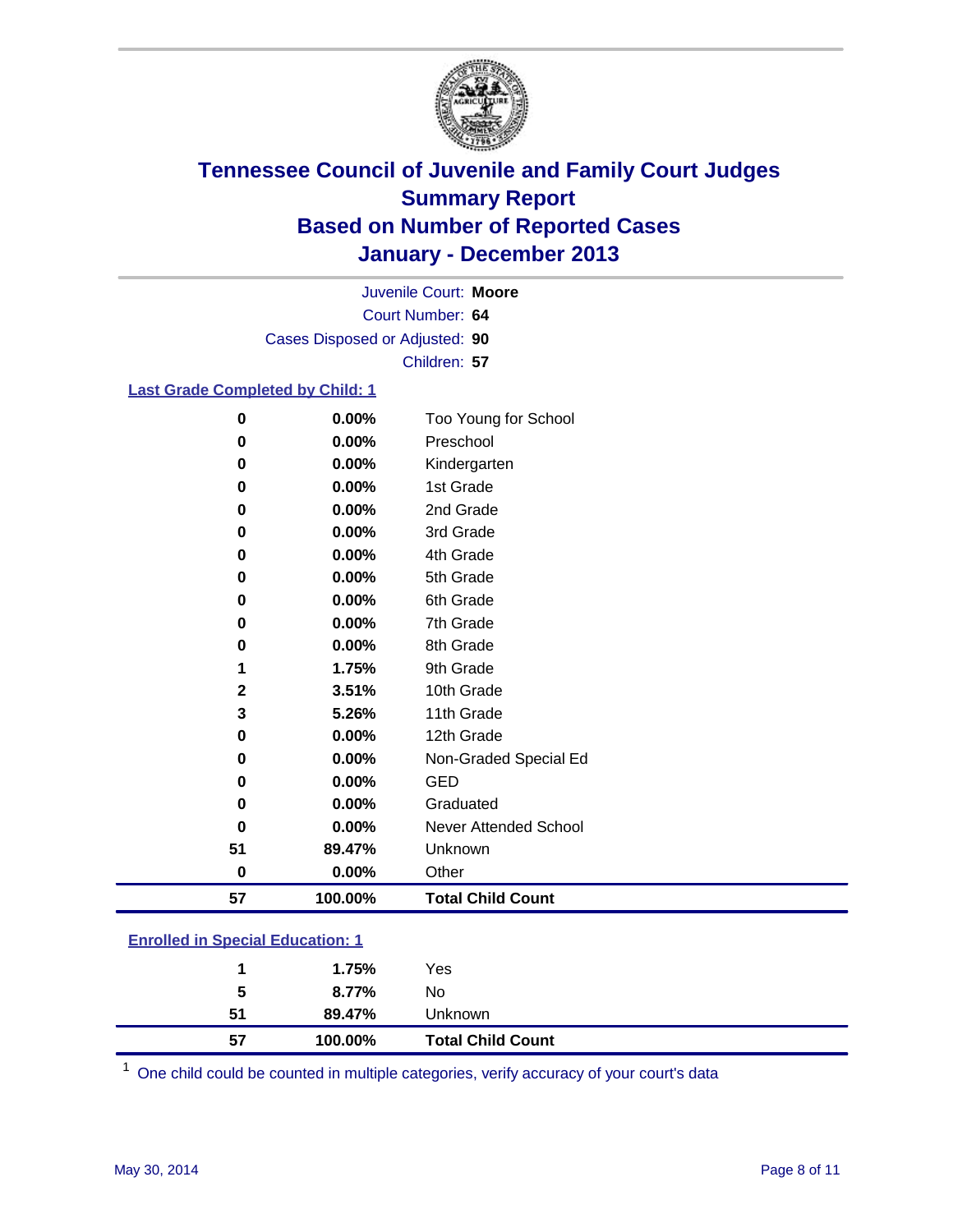# Tennessee Council of Juvenile and Family Court Judges
## Summary Report
## Based on Number of Reported Cases
## January - December 2013

Juvenile Court: **Moore**
Court Number: **64**
Cases Disposed or Adjusted: **90**
Children: **57**

### Last Grade Completed by Child: 1

| Count | Percent | Category |
|---|---|---|
| 0 | 0.00% | Too Young for School |
| 0 | 0.00% | Preschool |
| 0 | 0.00% | Kindergarten |
| 0 | 0.00% | 1st Grade |
| 0 | 0.00% | 2nd Grade |
| 0 | 0.00% | 3rd Grade |
| 0 | 0.00% | 4th Grade |
| 0 | 0.00% | 5th Grade |
| 0 | 0.00% | 6th Grade |
| 0 | 0.00% | 7th Grade |
| 0 | 0.00% | 8th Grade |
| 1 | 1.75% | 9th Grade |
| 2 | 3.51% | 10th Grade |
| 3 | 5.26% | 11th Grade |
| 0 | 0.00% | 12th Grade |
| 0 | 0.00% | Non-Graded Special Ed |
| 0 | 0.00% | GED |
| 0 | 0.00% | Graduated |
| 0 | 0.00% | Never Attended School |
| 51 | 89.47% | Unknown |
| 0 | 0.00% | Other |
| **57** | **100.00%** | **Total Child Count** |

### Enrolled in Special Education: 1

| Count | Percent | Category |
|---|---|---|
| 1 | 1.75% | Yes |
| 5 | 8.77% | No |
| 51 | 89.47% | Unknown |
| **57** | **100.00%** | **Total Child Count** |

[1] One child could be counted in multiple categories, verify accuracy of your court's data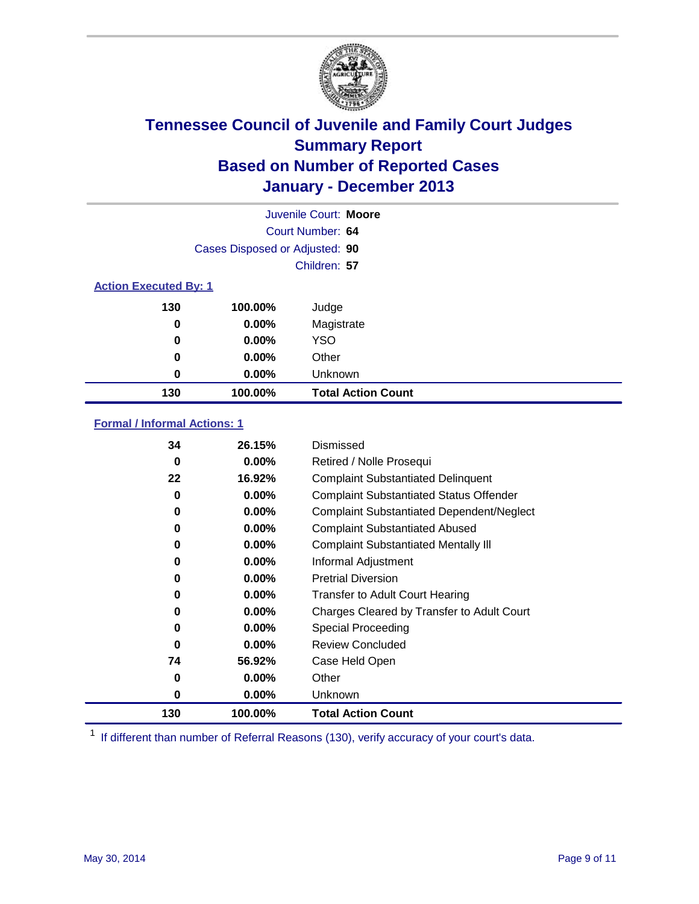# Tennessee Council of Juvenile and Family Court Judges
## Summary Report
## Based on Number of Reported Cases
## January - December 2013

Juvenile Court: **Moore**
Court Number: **64**
Cases Disposed or Adjusted: **90**
Children: **57**

### Action Executed By: 1

| | | |
|---|---|---|
| 130 | 100.00% | Judge |
| 0 | 0.00% | Magistrate |
| 0 | 0.00% | YSO |
| 0 | 0.00% | Other |
| 0 | 0.00% | Unknown |
| **130** | **100.00%** | **Total Action Count** |

### Formal / Informal Actions: 1

| | | |
|---|---|---|
| 34 | 26.15% | Dismissed |
| 0 | 0.00% | Retired / Nolle Prosequi |
| 22 | 16.92% | Complaint Substantiated Delinquent |
| 0 | 0.00% | Complaint Substantiated Status Offender |
| 0 | 0.00% | Complaint Substantiated Dependent/Neglect |
| 0 | 0.00% | Complaint Substantiated Abused |
| 0 | 0.00% | Complaint Substantiated Mentally Ill |
| 0 | 0.00% | Informal Adjustment |
| 0 | 0.00% | Pretrial Diversion |
| 0 | 0.00% | Transfer to Adult Court Hearing |
| 0 | 0.00% | Charges Cleared by Transfer to Adult Court |
| 0 | 0.00% | Special Proceeding |
| 0 | 0.00% | Review Concluded |
| 74 | 56.92% | Case Held Open |
| 0 | 0.00% | Other |
| 0 | 0.00% | Unknown |
| **130** | **100.00%** | **Total Action Count** |

[1] If different than number of Referral Reasons (130), verify accuracy of your court's data.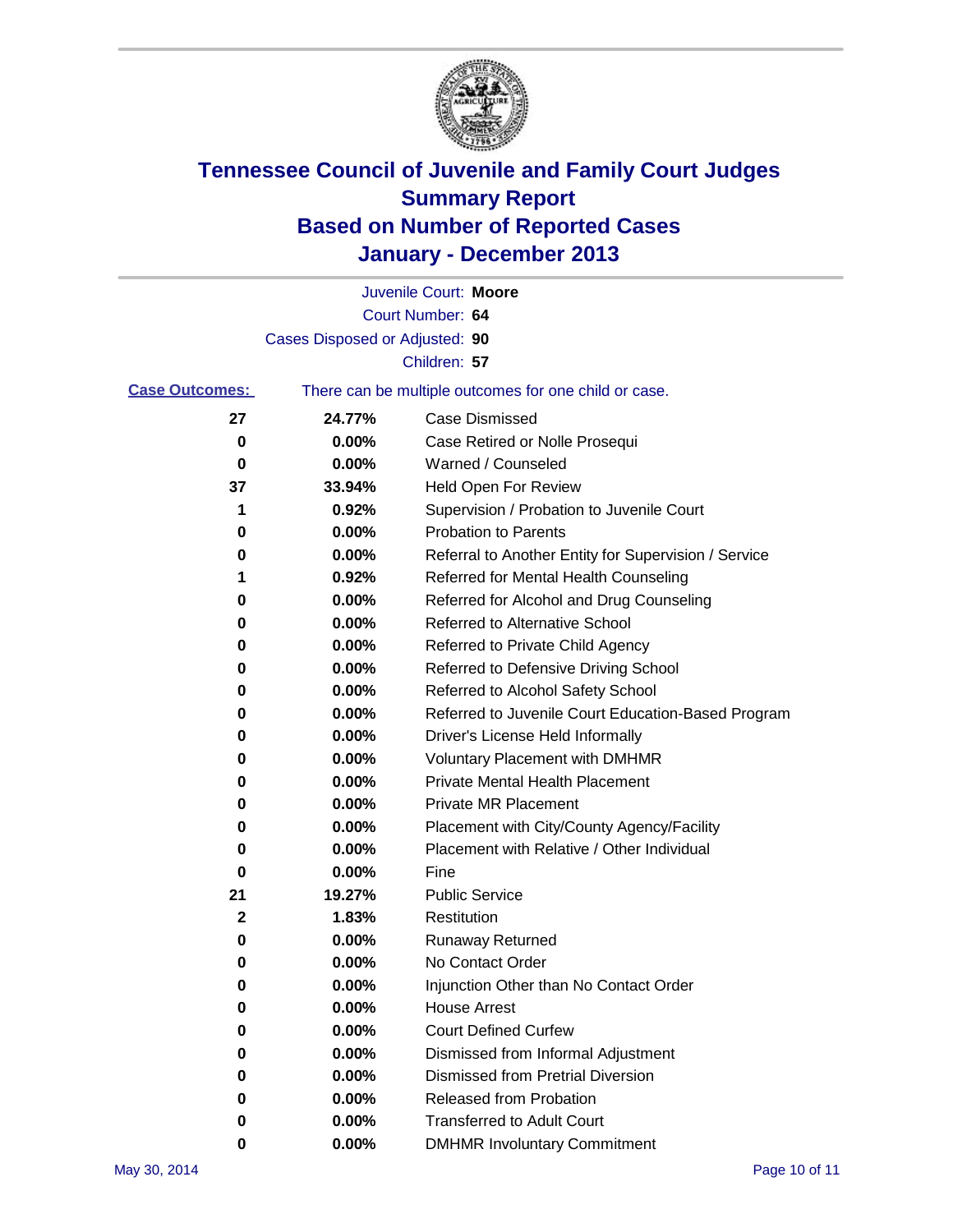# Tennessee Council of Juvenile and Family Court Judges
## Summary Report
## Based on Number of Reported Cases
## January - December 2013

Juvenile Court: **Moore**

Court Number: **64**

Cases Disposed or Adjusted: **90**

Children: **57**

**Case Outcomes:** There can be multiple outcomes for one child or case.

| Count | Percent | Outcome |
|---|---|---|
| 27 | 24.77% | Case Dismissed |
| 0 | 0.00% | Case Retired or Nolle Prosequi |
| 0 | 0.00% | Warned / Counseled |
| 37 | 33.94% | Held Open For Review |
| 1 | 0.92% | Supervision / Probation to Juvenile Court |
| 0 | 0.00% | Probation to Parents |
| 0 | 0.00% | Referral to Another Entity for Supervision / Service |
| 1 | 0.92% | Referred for Mental Health Counseling |
| 0 | 0.00% | Referred for Alcohol and Drug Counseling |
| 0 | 0.00% | Referred to Alternative School |
| 0 | 0.00% | Referred to Private Child Agency |
| 0 | 0.00% | Referred to Defensive Driving School |
| 0 | 0.00% | Referred to Alcohol Safety School |
| 0 | 0.00% | Referred to Juvenile Court Education-Based Program |
| 0 | 0.00% | Driver's License Held Informally |
| 0 | 0.00% | Voluntary Placement with DMHMR |
| 0 | 0.00% | Private Mental Health Placement |
| 0 | 0.00% | Private MR Placement |
| 0 | 0.00% | Placement with City/County Agency/Facility |
| 0 | 0.00% | Placement with Relative / Other Individual |
| 0 | 0.00% | Fine |
| 21 | 19.27% | Public Service |
| 2 | 1.83% | Restitution |
| 0 | 0.00% | Runaway Returned |
| 0 | 0.00% | No Contact Order |
| 0 | 0.00% | Injunction Other than No Contact Order |
| 0 | 0.00% | House Arrest |
| 0 | 0.00% | Court Defined Curfew |
| 0 | 0.00% | Dismissed from Informal Adjustment |
| 0 | 0.00% | Dismissed from Pretrial Diversion |
| 0 | 0.00% | Released from Probation |
| 0 | 0.00% | Transferred to Adult Court |
| 0 | 0.00% | DMHMR Involuntary Commitment |

May 30, 2014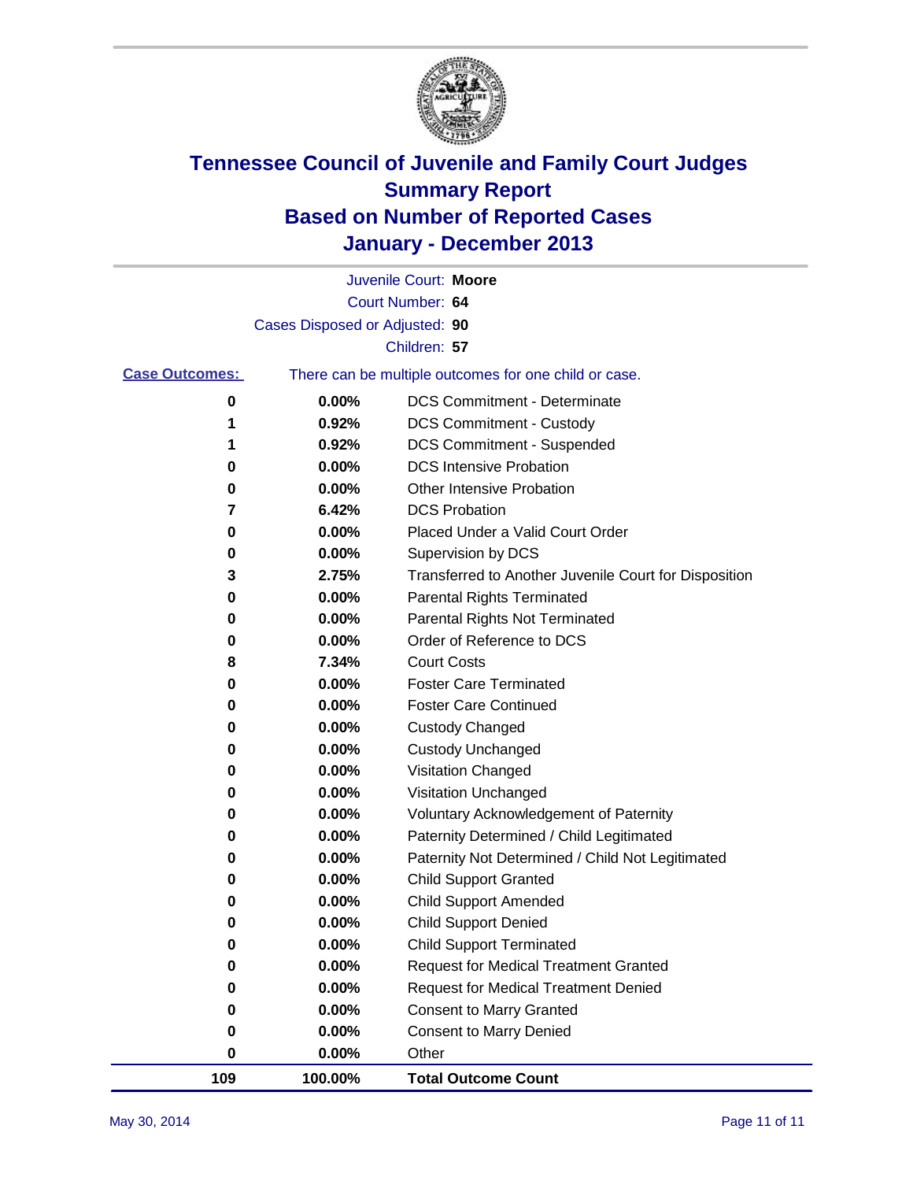# Tennessee Council of Juvenile and Family Court Judges
# Summary Report
# Based on Number of Reported Cases
# January - December 2013

Juvenile Court: **Moore**
Court Number: **64**
Cases Disposed or Adjusted: **90**
Children: **57**

**Case Outcomes:** There can be multiple outcomes for one child or case.

| | | |
|---|---|---|
| 0 | 0.00% | DCS Commitment - Determinate |
| 1 | 0.92% | DCS Commitment - Custody |
| 1 | 0.92% | DCS Commitment - Suspended |
| 0 | 0.00% | DCS Intensive Probation |
| 0 | 0.00% | Other Intensive Probation |
| 7 | 6.42% | DCS Probation |
| 0 | 0.00% | Placed Under a Valid Court Order |
| 0 | 0.00% | Supervision by DCS |
| 3 | 2.75% | Transferred to Another Juvenile Court for Disposition |
| 0 | 0.00% | Parental Rights Terminated |
| 0 | 0.00% | Parental Rights Not Terminated |
| 0 | 0.00% | Order of Reference to DCS |
| 8 | 7.34% | Court Costs |
| 0 | 0.00% | Foster Care Terminated |
| 0 | 0.00% | Foster Care Continued |
| 0 | 0.00% | Custody Changed |
| 0 | 0.00% | Custody Unchanged |
| 0 | 0.00% | Visitation Changed |
| 0 | 0.00% | Visitation Unchanged |
| 0 | 0.00% | Voluntary Acknowledgement of Paternity |
| 0 | 0.00% | Paternity Determined / Child Legitimated |
| 0 | 0.00% | Paternity Not Determined / Child Not Legitimated |
| 0 | 0.00% | Child Support Granted |
| 0 | 0.00% | Child Support Amended |
| 0 | 0.00% | Child Support Denied |
| 0 | 0.00% | Child Support Terminated |
| 0 | 0.00% | Request for Medical Treatment Granted |
| 0 | 0.00% | Request for Medical Treatment Denied |
| 0 | 0.00% | Consent to Marry Granted |
| 0 | 0.00% | Consent to Marry Denied |
| 0 | 0.00% | Other |
| **109** | **100.00%** | **Total Outcome Count** |

May 30, 2014